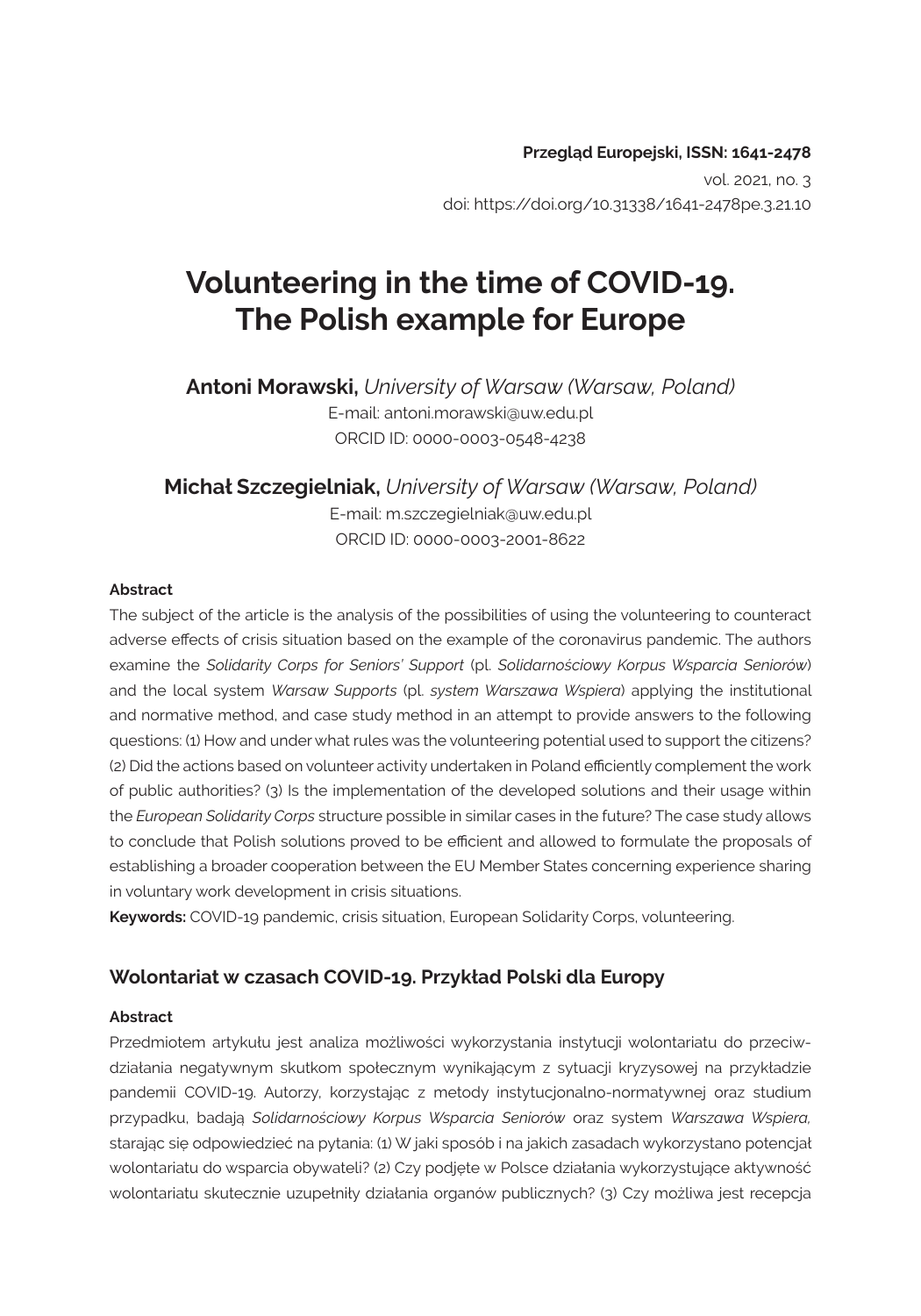**Przegląd Europejski, ISSN: 1641-2478**
vol. 2021, no. 3
doi: https://doi.org/10.31338/1641-2478pe.3.21.10

# Volunteering in the time of COVID-19. The Polish example for Europe

**Antoni Morawski,** *University of Warsaw (Warsaw, Poland)*
E-mail: antoni.morawski@uw.edu.pl
ORCID ID: 0000-0003-0548-4238

**Michał Szczegielniak,** *University of Warsaw (Warsaw, Poland)*
E-mail: m.szczegielniak@uw.edu.pl
ORCID ID: 0000-0003-2001-8622

#### Abstract

The subject of the article is the analysis of the possibilities of using the volunteering to counteract adverse effects of crisis situation based on the example of the coronavirus pandemic. The authors examine the *Solidarity Corps for Seniors' Support* (pl. *Solidarnościowy Korpus Wsparcia Seniorów*) and the local system *Warsaw Supports* (pl. *system Warszawa Wspiera*) applying the institutional and normative method, and case study method in an attempt to provide answers to the following questions: (1) How and under what rules was the volunteering potential used to support the citizens? (2) Did the actions based on volunteer activity undertaken in Poland efficiently complement the work of public authorities? (3) Is the implementation of the developed solutions and their usage within the *European Solidarity Corps* structure possible in similar cases in the future? The case study allows to conclude that Polish solutions proved to be efficient and allowed to formulate the proposals of establishing a broader cooperation between the EU Member States concerning experience sharing in voluntary work development in crisis situations.

**Keywords:** COVID-19 pandemic, crisis situation, European Solidarity Corps, volunteering.

## Wolontariat w czasach COVID-19. Przykład Polski dla Europy

#### Abstract

Przedmiotem artykułu jest analiza możliwości wykorzystania instytucji wolontariatu do przeciwdziałania negatywnym skutkom społecznym wynikającym z sytuacji kryzysowej na przykładzie pandemii COVID-19. Autorzy, korzystając z metody instytucjonalno-normatywnej oraz studium przypadku, badają *Solidarnościowy Korpus Wsparcia Seniorów* oraz system *Warszawa Wspiera,* starając się odpowiedzieć na pytania: (1) W jaki sposób i na jakich zasadach wykorzystano potencjał wolontariatu do wsparcia obywateli? (2) Czy podjęte w Polsce działania wykorzystujące aktywność wolontariatu skutecznie uzupełniły działania organów publicznych? (3) Czy możliwa jest recepcja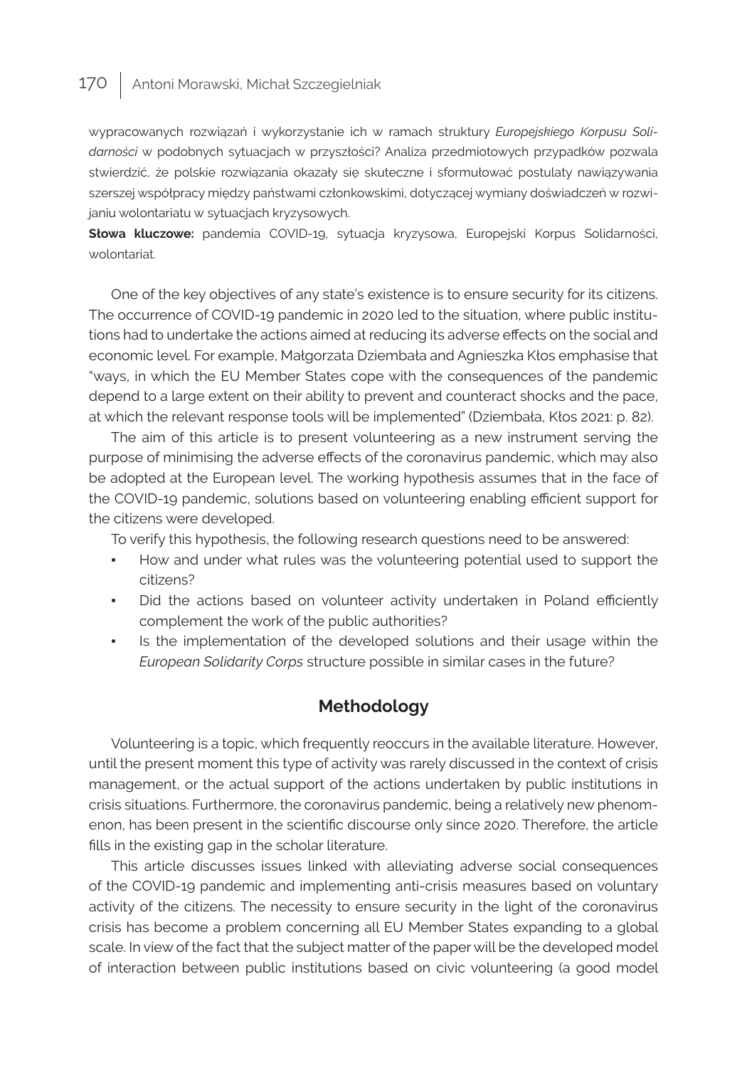wypracowanych rozwiązań i wykorzystanie ich w ramach struktury *Europejskiego Korpusu Solidarności* w podobnych sytuacjach w przyszłości? Analiza przedmiotowych przypadków pozwala stwierdzić, że polskie rozwiązania okazały się skuteczne i sformułować postulaty nawiązywania szerszej współpracy między państwami członkowskimi, dotyczącej wymiany doświadczeń w rozwijaniu wolontariatu w sytuacjach kryzysowych.

**Słowa kluczowe:** pandemia COVID-19, sytuacja kryzysowa, Europejski Korpus Solidarności, wolontariat.

One of the key objectives of any state's existence is to ensure security for its citizens. The occurrence of COVID-19 pandemic in 2020 led to the situation, where public institutions had to undertake the actions aimed at reducing its adverse effects on the social and economic level. For example, Małgorzata Dziembała and Agnieszka Kłos emphasise that "ways, in which the EU Member States cope with the consequences of the pandemic depend to a large extent on their ability to prevent and counteract shocks and the pace, at which the relevant response tools will be implemented" (Dziembała, Kłos 2021: p. 82).

The aim of this article is to present volunteering as a new instrument serving the purpose of minimising the adverse effects of the coronavirus pandemic, which may also be adopted at the European level. The working hypothesis assumes that in the face of the COVID-19 pandemic, solutions based on volunteering enabling efficient support for the citizens were developed.

To verify this hypothesis, the following research questions need to be answered:

- How and under what rules was the volunteering potential used to support the citizens?
- Did the actions based on volunteer activity undertaken in Poland efficiently complement the work of the public authorities?
- Is the implementation of the developed solutions and their usage within the *European Solidarity Corps* structure possible in similar cases in the future?

## Methodology

Volunteering is a topic, which frequently reoccurs in the available literature. However, until the present moment this type of activity was rarely discussed in the context of crisis management, or the actual support of the actions undertaken by public institutions in crisis situations. Furthermore, the coronavirus pandemic, being a relatively new phenomenon, has been present in the scientific discourse only since 2020. Therefore, the article fills in the existing gap in the scholar literature.

This article discusses issues linked with alleviating adverse social consequences of the COVID-19 pandemic and implementing anti-crisis measures based on voluntary activity of the citizens. The necessity to ensure security in the light of the coronavirus crisis has become a problem concerning all EU Member States expanding to a global scale. In view of the fact that the subject matter of the paper will be the developed model of interaction between public institutions based on civic volunteering (a good model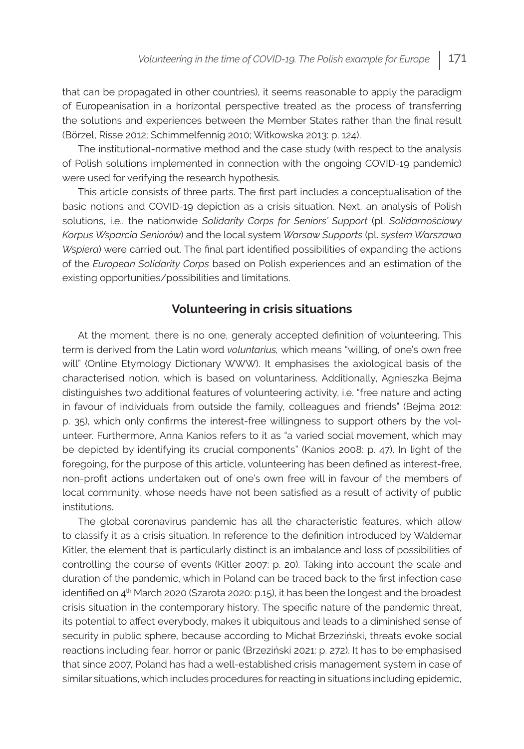that can be propagated in other countries), it seems reasonable to apply the paradigm of Europeanisation in a horizontal perspective treated as the process of transferring the solutions and experiences between the Member States rather than the final result (Börzel, Risse 2012; Schimmelfennig 2010; Witkowska 2013: p. 124).

The institutional-normative method and the case study (with respect to the analysis of Polish solutions implemented in connection with the ongoing COVID-19 pandemic) were used for verifying the research hypothesis.

This article consists of three parts. The first part includes a conceptualisation of the basic notions and COVID-19 depiction as a crisis situation. Next, an analysis of Polish solutions, i.e., the nationwide *Solidarity Corps for Seniors' Support* (pl. *Solidarnościowy Korpus Wsparcia Seniorów*) and the local system *Warsaw Supports* (pl. *system Warszawa Wspiera*) were carried out. The final part identified possibilities of expanding the actions of the *European Solidarity Corps* based on Polish experiences and an estimation of the existing opportunities/possibilities and limitations.

## Volunteering in crisis situations

At the moment, there is no one, generaly accepted definition of volunteering. This term is derived from the Latin word *voluntarius,* which means "willing, of one's own free will" (Online Etymology Dictionary WWW). It emphasises the axiological basis of the characterised notion, which is based on voluntariness. Additionally, Agnieszka Bejma distinguishes two additional features of volunteering activity, i.e. "free nature and acting in favour of individuals from outside the family, colleagues and friends" (Bejma 2012: p. 35), which only confirms the interest-free willingness to support others by the volunteer. Furthermore, Anna Kanios refers to it as "a varied social movement, which may be depicted by identifying its crucial components" (Kanios 2008: p. 47). In light of the foregoing, for the purpose of this article, volunteering has been defined as interest-free, non-profit actions undertaken out of one's own free will in favour of the members of local community, whose needs have not been satisfied as a result of activity of public institutions.

The global coronavirus pandemic has all the characteristic features, which allow to classify it as a crisis situation. In reference to the definition introduced by Waldemar Kitler, the element that is particularly distinct is an imbalance and loss of possibilities of controlling the course of events (Kitler 2007: p. 20). Taking into account the scale and duration of the pandemic, which in Poland can be traced back to the first infection case identified on 4th March 2020 (Szarota 2020: p.15), it has been the longest and the broadest crisis situation in the contemporary history. The specific nature of the pandemic threat, its potential to affect everybody, makes it ubiquitous and leads to a diminished sense of security in public sphere, because according to Michał Brzeziński, threats evoke social reactions including fear, horror or panic (Brzeziński 2021: p. 272). It has to be emphasised that since 2007, Poland has had a well-established crisis management system in case of similar situations, which includes procedures for reacting in situations including epidemic,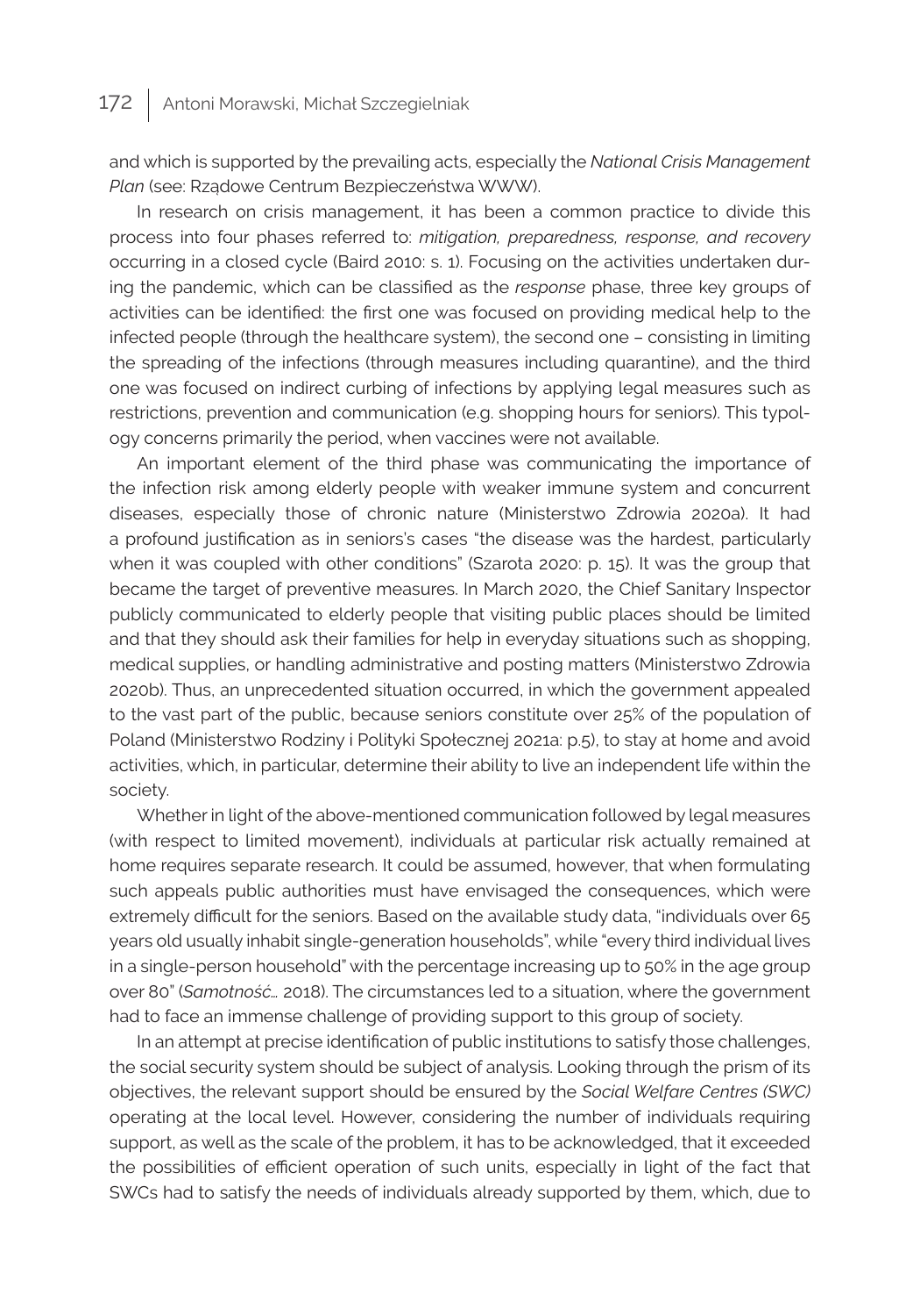and which is supported by the prevailing acts, especially the *National Crisis Management Plan* (see: Rządowe Centrum Bezpieczeństwa WWW).

In research on crisis management, it has been a common practice to divide this process into four phases referred to: *mitigation, preparedness, response, and recovery* occurring in a closed cycle (Baird 2010: s. 1). Focusing on the activities undertaken during the pandemic, which can be classified as the *response* phase, three key groups of activities can be identified: the first one was focused on providing medical help to the infected people (through the healthcare system), the second one – consisting in limiting the spreading of the infections (through measures including quarantine), and the third one was focused on indirect curbing of infections by applying legal measures such as restrictions, prevention and communication (e.g. shopping hours for seniors). This typology concerns primarily the period, when vaccines were not available.

An important element of the third phase was communicating the importance of the infection risk among elderly people with weaker immune system and concurrent diseases, especially those of chronic nature (Ministerstwo Zdrowia 2020a). It had a profound justification as in seniors's cases "the disease was the hardest, particularly when it was coupled with other conditions" (Szarota 2020: p. 15). It was the group that became the target of preventive measures. In March 2020, the Chief Sanitary Inspector publicly communicated to elderly people that visiting public places should be limited and that they should ask their families for help in everyday situations such as shopping, medical supplies, or handling administrative and posting matters (Ministerstwo Zdrowia 2020b). Thus, an unprecedented situation occurred, in which the government appealed to the vast part of the public, because seniors constitute over 25% of the population of Poland (Ministerstwo Rodziny i Polityki Społecznej 2021a: p.5), to stay at home and avoid activities, which, in particular, determine their ability to live an independent life within the society.

Whether in light of the above-mentioned communication followed by legal measures (with respect to limited movement), individuals at particular risk actually remained at home requires separate research. It could be assumed, however, that when formulating such appeals public authorities must have envisaged the consequences, which were extremely difficult for the seniors. Based on the available study data, "individuals over 65 years old usually inhabit single-generation households", while "every third individual lives in a single-person household" with the percentage increasing up to 50% in the age group over 80" (*Samotność…* 2018). The circumstances led to a situation, where the government had to face an immense challenge of providing support to this group of society.

In an attempt at precise identification of public institutions to satisfy those challenges, the social security system should be subject of analysis. Looking through the prism of its objectives, the relevant support should be ensured by the *Social Welfare Centres (SWC)* operating at the local level. However, considering the number of individuals requiring support, as well as the scale of the problem, it has to be acknowledged, that it exceeded the possibilities of efficient operation of such units, especially in light of the fact that SWCs had to satisfy the needs of individuals already supported by them, which, due to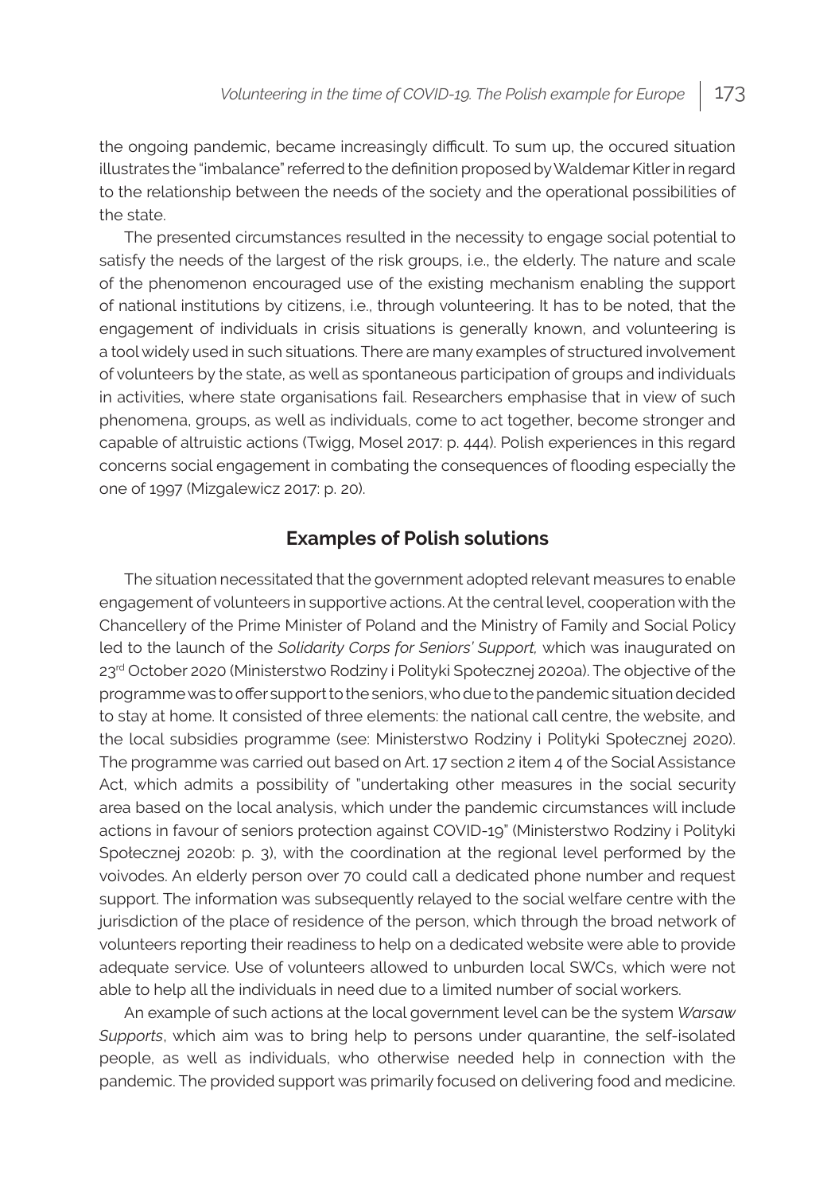the ongoing pandemic, became increasingly difficult. To sum up, the occured situation illustrates the "imbalance" referred to the definition proposed by Waldemar Kitler in regard to the relationship between the needs of the society and the operational possibilities of the state.

The presented circumstances resulted in the necessity to engage social potential to satisfy the needs of the largest of the risk groups, i.e., the elderly. The nature and scale of the phenomenon encouraged use of the existing mechanism enabling the support of national institutions by citizens, i.e., through volunteering. It has to be noted, that the engagement of individuals in crisis situations is generally known, and volunteering is a tool widely used in such situations. There are many examples of structured involvement of volunteers by the state, as well as spontaneous participation of groups and individuals in activities, where state organisations fail. Researchers emphasise that in view of such phenomena, groups, as well as individuals, come to act together, become stronger and capable of altruistic actions (Twigg, Mosel 2017: p. 444). Polish experiences in this regard concerns social engagement in combating the consequences of flooding especially the one of 1997 (Mizgalewicz 2017: p. 20).

## Examples of Polish solutions

The situation necessitated that the government adopted relevant measures to enable engagement of volunteers in supportive actions. At the central level, cooperation with the Chancellery of the Prime Minister of Poland and the Ministry of Family and Social Policy led to the launch of the *Solidarity Corps for Seniors' Support,* which was inaugurated on 23rd October 2020 (Ministerstwo Rodziny i Polityki Społecznej 2020a). The objective of the programme was to offer support to the seniors, who due to the pandemic situation decided to stay at home. It consisted of three elements: the national call centre, the website, and the local subsidies programme (see: Ministerstwo Rodziny i Polityki Społecznej 2020). The programme was carried out based on Art. 17 section 2 item 4 of the Social Assistance Act, which admits a possibility of "undertaking other measures in the social security area based on the local analysis, which under the pandemic circumstances will include actions in favour of seniors protection against COVID-19" (Ministerstwo Rodziny i Polityki Społecznej 2020b: p. 3), with the coordination at the regional level performed by the voivodes. An elderly person over 70 could call a dedicated phone number and request support. The information was subsequently relayed to the social welfare centre with the jurisdiction of the place of residence of the person, which through the broad network of volunteers reporting their readiness to help on a dedicated website were able to provide adequate service. Use of volunteers allowed to unburden local SWCs, which were not able to help all the individuals in need due to a limited number of social workers.

An example of such actions at the local government level can be the system *Warsaw Supports*, which aim was to bring help to persons under quarantine, the self-isolated people, as well as individuals, who otherwise needed help in connection with the pandemic. The provided support was primarily focused on delivering food and medicine.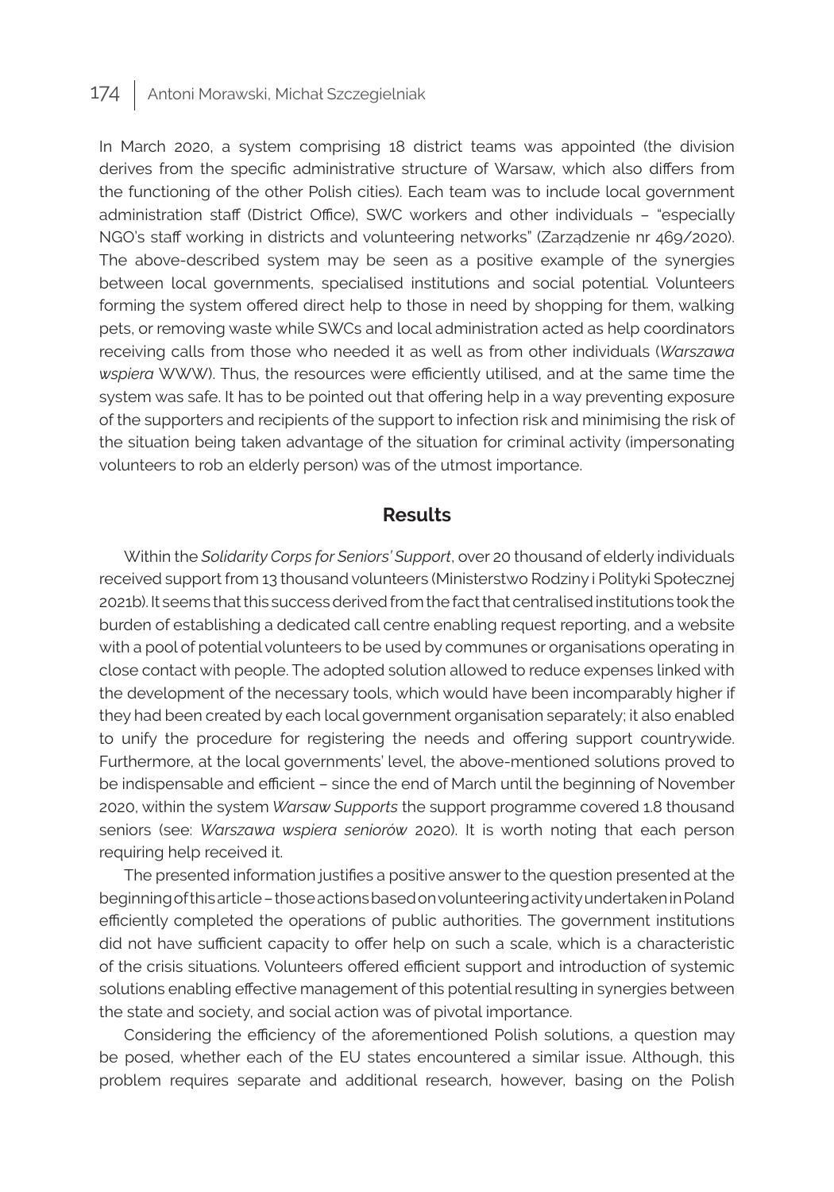In March 2020, a system comprising 18 district teams was appointed (the division derives from the specific administrative structure of Warsaw, which also differs from the functioning of the other Polish cities). Each team was to include local government administration staff (District Office), SWC workers and other individuals – "especially NGO's staff working in districts and volunteering networks" (Zarządzenie nr 469/2020). The above-described system may be seen as a positive example of the synergies between local governments, specialised institutions and social potential. Volunteers forming the system offered direct help to those in need by shopping for them, walking pets, or removing waste while SWCs and local administration acted as help coordinators receiving calls from those who needed it as well as from other individuals (*Warszawa wspiera* WWW). Thus, the resources were efficiently utilised, and at the same time the system was safe. It has to be pointed out that offering help in a way preventing exposure of the supporters and recipients of the support to infection risk and minimising the risk of the situation being taken advantage of the situation for criminal activity (impersonating volunteers to rob an elderly person) was of the utmost importance.

## Results

Within the *Solidarity Corps for Seniors' Support*, over 20 thousand of elderly individuals received support from 13 thousand volunteers (Ministerstwo Rodziny i Polityki Społecznej 2021b). It seems that this success derived from the fact that centralised institutions took the burden of establishing a dedicated call centre enabling request reporting, and a website with a pool of potential volunteers to be used by communes or organisations operating in close contact with people. The adopted solution allowed to reduce expenses linked with the development of the necessary tools, which would have been incomparably higher if they had been created by each local government organisation separately; it also enabled to unify the procedure for registering the needs and offering support countrywide. Furthermore, at the local governments' level, the above-mentioned solutions proved to be indispensable and efficient – since the end of March until the beginning of November 2020, within the system *Warsaw Supports* the support programme covered 1.8 thousand seniors (see: *Warszawa wspiera seniorów* 2020). It is worth noting that each person requiring help received it.

The presented information justifies a positive answer to the question presented at the beginning of this article – those actions based on volunteering activity undertaken in Poland efficiently completed the operations of public authorities. The government institutions did not have sufficient capacity to offer help on such a scale, which is a characteristic of the crisis situations. Volunteers offered efficient support and introduction of systemic solutions enabling effective management of this potential resulting in synergies between the state and society, and social action was of pivotal importance.

Considering the efficiency of the aforementioned Polish solutions, a question may be posed, whether each of the EU states encountered a similar issue. Although, this problem requires separate and additional research, however, basing on the Polish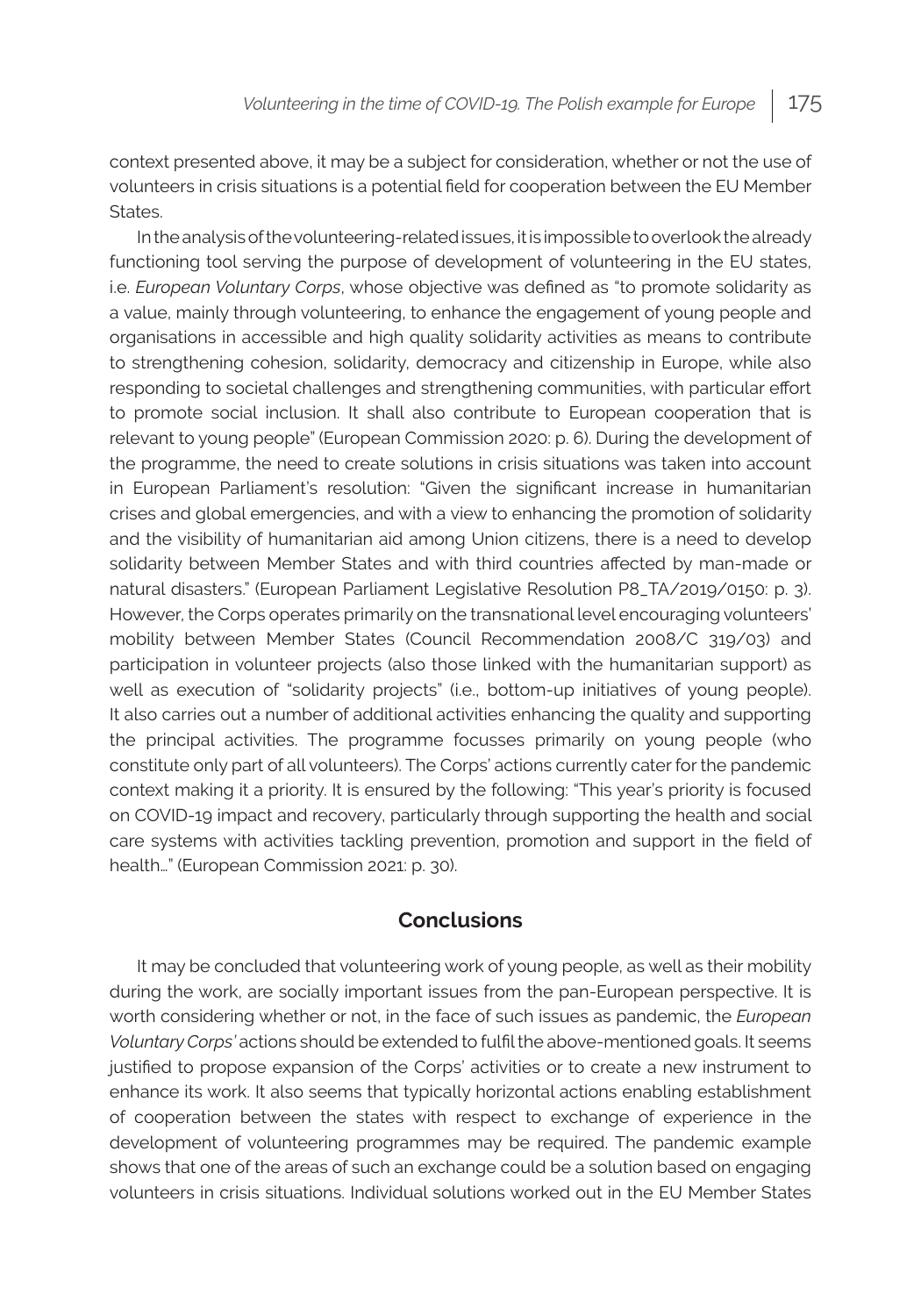context presented above, it may be a subject for consideration, whether or not the use of volunteers in crisis situations is a potential field for cooperation between the EU Member States.

In the analysis of the volunteering-related issues, it is impossible to overlook the already functioning tool serving the purpose of development of volunteering in the EU states, i.e. *European Voluntary Corps*, whose objective was defined as "to promote solidarity as a value, mainly through volunteering, to enhance the engagement of young people and organisations in accessible and high quality solidarity activities as means to contribute to strengthening cohesion, solidarity, democracy and citizenship in Europe, while also responding to societal challenges and strengthening communities, with particular effort to promote social inclusion. It shall also contribute to European cooperation that is relevant to young people" (European Commission 2020: p. 6). During the development of the programme, the need to create solutions in crisis situations was taken into account in European Parliament's resolution: "Given the significant increase in humanitarian crises and global emergencies, and with a view to enhancing the promotion of solidarity and the visibility of humanitarian aid among Union citizens, there is a need to develop solidarity between Member States and with third countries affected by man-made or natural disasters." (European Parliament Legislative Resolution P8_TA/2019/0150: p. 3). However, the Corps operates primarily on the transnational level encouraging volunteers' mobility between Member States (Council Recommendation 2008/C 319/03) and participation in volunteer projects (also those linked with the humanitarian support) as well as execution of "solidarity projects" (i.e., bottom-up initiatives of young people). It also carries out a number of additional activities enhancing the quality and supporting the principal activities. The programme focusses primarily on young people (who constitute only part of all volunteers). The Corps' actions currently cater for the pandemic context making it a priority. It is ensured by the following: "This year's priority is focused on COVID-19 impact and recovery, particularly through supporting the health and social care systems with activities tackling prevention, promotion and support in the field of health…" (European Commission 2021: p. 30).

## Conclusions

It may be concluded that volunteering work of young people, as well as their mobility during the work, are socially important issues from the pan-European perspective. It is worth considering whether or not, in the face of such issues as pandemic, the *European Voluntary Corps'* actions should be extended to fulfil the above-mentioned goals. It seems justified to propose expansion of the Corps' activities or to create a new instrument to enhance its work. It also seems that typically horizontal actions enabling establishment of cooperation between the states with respect to exchange of experience in the development of volunteering programmes may be required. The pandemic example shows that one of the areas of such an exchange could be a solution based on engaging volunteers in crisis situations. Individual solutions worked out in the EU Member States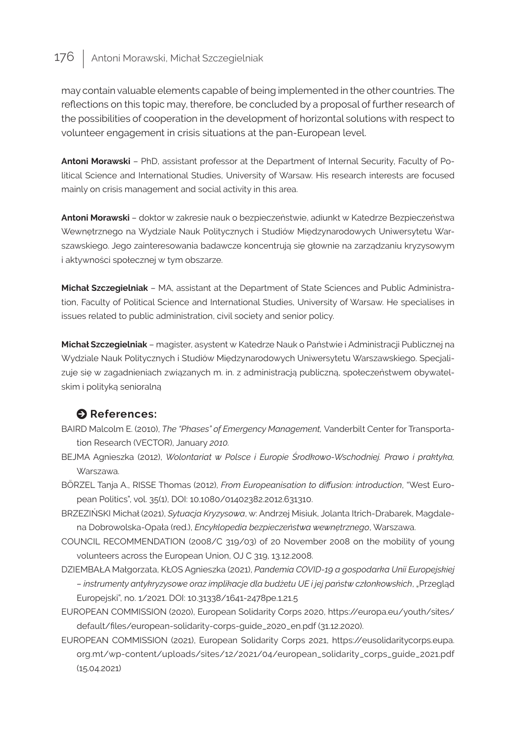may contain valuable elements capable of being implemented in the other countries. The reflections on this topic may, therefore, be concluded by a proposal of further research of the possibilities of cooperation in the development of horizontal solutions with respect to volunteer engagement in crisis situations at the pan-European level.

**Antoni Morawski** – PhD, assistant professor at the Department of Internal Security, Faculty of Political Science and International Studies, University of Warsaw. His research interests are focused mainly on crisis management and social activity in this area.

**Antoni Morawski** – doktor w zakresie nauk o bezpieczeństwie, adiunkt w Katedrze Bezpieczeństwa Wewnętrznego na Wydziale Nauk Politycznych i Studiów Międzynarodowych Uniwersytetu Warszawskiego. Jego zainteresowania badawcze koncentrują się głownie na zarządzaniu kryzysowym i aktywności społecznej w tym obszarze.

**Michał Szczegielniak** – MA, assistant at the Department of State Sciences and Public Administration, Faculty of Political Science and International Studies, University of Warsaw. He specialises in issues related to public administration, civil society and senior policy.

**Michał Szczegielniak** – magister, asystent w Katedrze Nauk o Państwie i Administracji Publicznej na Wydziale Nauk Politycznych i Studiów Międzynarodowych Uniwersytetu Warszawskiego. Specjalizuje się w zagadnieniach związanych m. in. z administracją publiczną, społeczeństwem obywatelskim i polityką senioralną

## References:

BAIRD Malcolm E. (2010), *The "Phases" of Emergency Management,* Vanderbilt Center for Transportation Research (VECTOR), January *2010.*

BEJMA Agnieszka (2012), *Wolontariat w Polsce i Europie Środkowo-Wschodniej. Prawo i praktyka,* Warszawa.

BÖRZEL Tanja A., RISSE Thomas (2012), *From Europeanisation to diffusion: introduction*, "West European Politics", vol. 35(1), DOI: 10.1080/01402382.2012.631310.

BRZEZIŃSKI Michał (2021), *Sytuacja Kryzysowa*, w: Andrzej Misiuk, Jolanta Itrich-Drabarek, Magdalena Dobrowolska-Opała (red.), *Encyklopedia bezpieczeństwa wewnętrznego*, Warszawa.

COUNCIL RECOMMENDATION (2008/C 319/03) of 20 November 2008 on the mobility of young volunteers across the European Union, OJ C 319, 13.12.2008.

DZIEMBAŁA Małgorzata, KŁOS Agnieszka (2021), *Pandemia COVID-19 a gospodarka Unii Europejskiej – instrumenty antykryzysowe oraz implikacje dla budżetu UE i jej państw członkowskich*, „Przegląd Europejski", no. 1/2021. DOI: 10.31338/1641-2478pe.1.21.5

EUROPEAN COMMISSION (2020), European Solidarity Corps 2020, https://europa.eu/youth/sites/default/files/european-solidarity-corps-guide_2020_en.pdf (31.12.2020).

EUROPEAN COMMISSION (2021), European Solidarity Corps 2021, https://eusolidaritycorps.eupa.org.mt/wp-content/uploads/sites/12/2021/04/european_solidarity_corps_guide_2021.pdf (15.04.2021)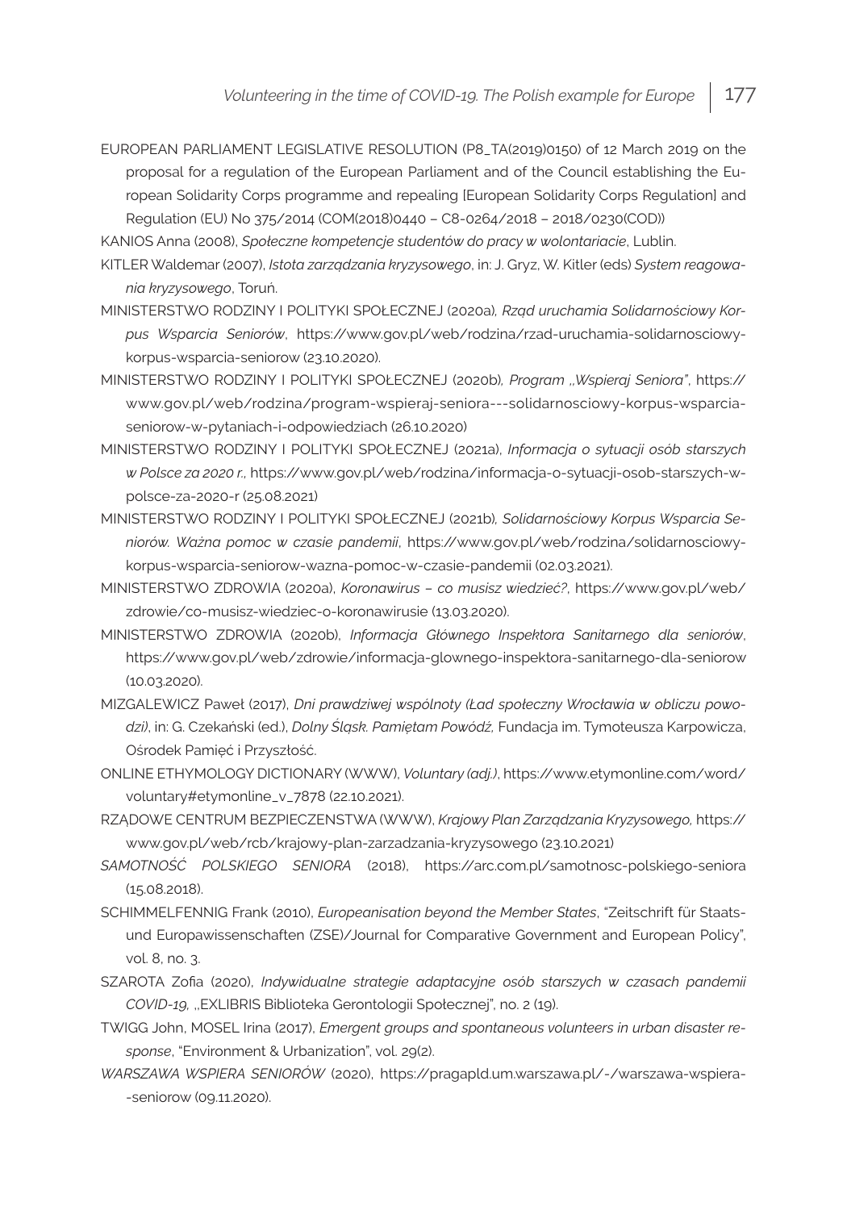EUROPEAN PARLIAMENT LEGISLATIVE RESOLUTION (P8_TA(2019)0150) of 12 March 2019 on the proposal for a regulation of the European Parliament and of the Council establishing the European Solidarity Corps programme and repealing [European Solidarity Corps Regulation] and Regulation (EU) No 375/2014 (COM(2018)0440 – C8-0264/2018 – 2018/0230(COD))

KANIOS Anna (2008), *Społeczne kompetencje studentów do pracy w wolontariacie*, Lublin.

KITLER Waldemar (2007), *Istota zarządzania kryzysowego*, in: J. Gryz, W. Kitler (eds) *System reagowania kryzysowego*, Toruń.

MINISTERSTWO RODZINY I POLITYKI SPOŁECZNEJ (2020a), *Rząd uruchamia Solidarnościowy Korpus Wsparcia Seniorów*, https://www.gov.pl/web/rodzina/rzad-uruchamia-solidarnosciowy-korpus-wsparcia-seniorow (23.10.2020).

MINISTERSTWO RODZINY I POLITYKI SPOŁECZNEJ (2020b), *Program „Wspieraj Seniora"*, https://www.gov.pl/web/rodzina/program-wspieraj-seniora---solidarnosciowy-korpus-wsparcia-seniorow-w-pytaniach-i-odpowiedziach (26.10.2020)

MINISTERSTWO RODZINY I POLITYKI SPOŁECZNEJ (2021a), *Informacja o sytuacji osób starszych w Polsce za 2020 r.*, https://www.gov.pl/web/rodzina/informacja-o-sytuacji-osob-starszych-w-polsce-za-2020-r (25.08.2021)

MINISTERSTWO RODZINY I POLITYKI SPOŁECZNEJ (2021b), *Solidarnościowy Korpus Wsparcia Seniorów. Ważna pomoc w czasie pandemii*, https://www.gov.pl/web/rodzina/solidarnosciowy-korpus-wsparcia-seniorow-wazna-pomoc-w-czasie-pandemii (02.03.2021).

MINISTERSTWO ZDROWIA (2020a), *Koronawirus – co musisz wiedzieć?*, https://www.gov.pl/web/zdrowie/co-musisz-wiedziec-o-koronawirusie (13.03.2020).

MINISTERSTWO ZDROWIA (2020b), *Informacja Głównego Inspektora Sanitarnego dla seniorów*, https://www.gov.pl/web/zdrowie/informacja-glownego-inspektora-sanitarnego-dla-seniorow (10.03.2020).

MIZGALEWICZ Paweł (2017), *Dni prawdziwej wspólnoty (Ład społeczny Wrocławia w obliczu powodzi)*, in: G. Czekański (ed.), *Dolny Śląsk. Pamiętam Powódź*, Fundacja im. Tymoteusza Karpowicza, Ośrodek Pamięć i Przyszłość.

ONLINE ETHYMOLOGY DICTIONARY (WWW), *Voluntary (adj.)*, https://www.etymonline.com/word/voluntary#etymonline_v_7878 (22.10.2021).

RZĄDOWE CENTRUM BEZPIECZENSTWA (WWW), *Krajowy Plan Zarządzania Kryzysowego*, https://www.gov.pl/web/rcb/krajowy-plan-zarzadzania-kryzysowego (23.10.2021)

*SAMOTNOŚĆ POLSKIEGO SENIORA* (2018), https://arc.com.pl/samotnosc-polskiego-seniora (15.08.2018).

SCHIMMELFENNIG Frank (2010), *Europeanisation beyond the Member States*, "Zeitschrift für Staats- und Europawissenschaften (ZSE)/Journal for Comparative Government and European Policy", vol. 8, no. 3.

SZAROTA Zofia (2020), *Indywidualne strategie adaptacyjne osób starszych w czasach pandemii COVID-19*, „EXLIBRIS Biblioteka Gerontologii Społecznej", no. 2 (19).

TWIGG John, MOSEL Irina (2017), *Emergent groups and spontaneous volunteers in urban disaster response*, "Environment & Urbanization", vol. 29(2).

*WARSZAWA WSPIERA SENIORÓW* (2020), https://pragapld.um.warszawa.pl/-/warszawa-wspiera--seniorow (09.11.2020).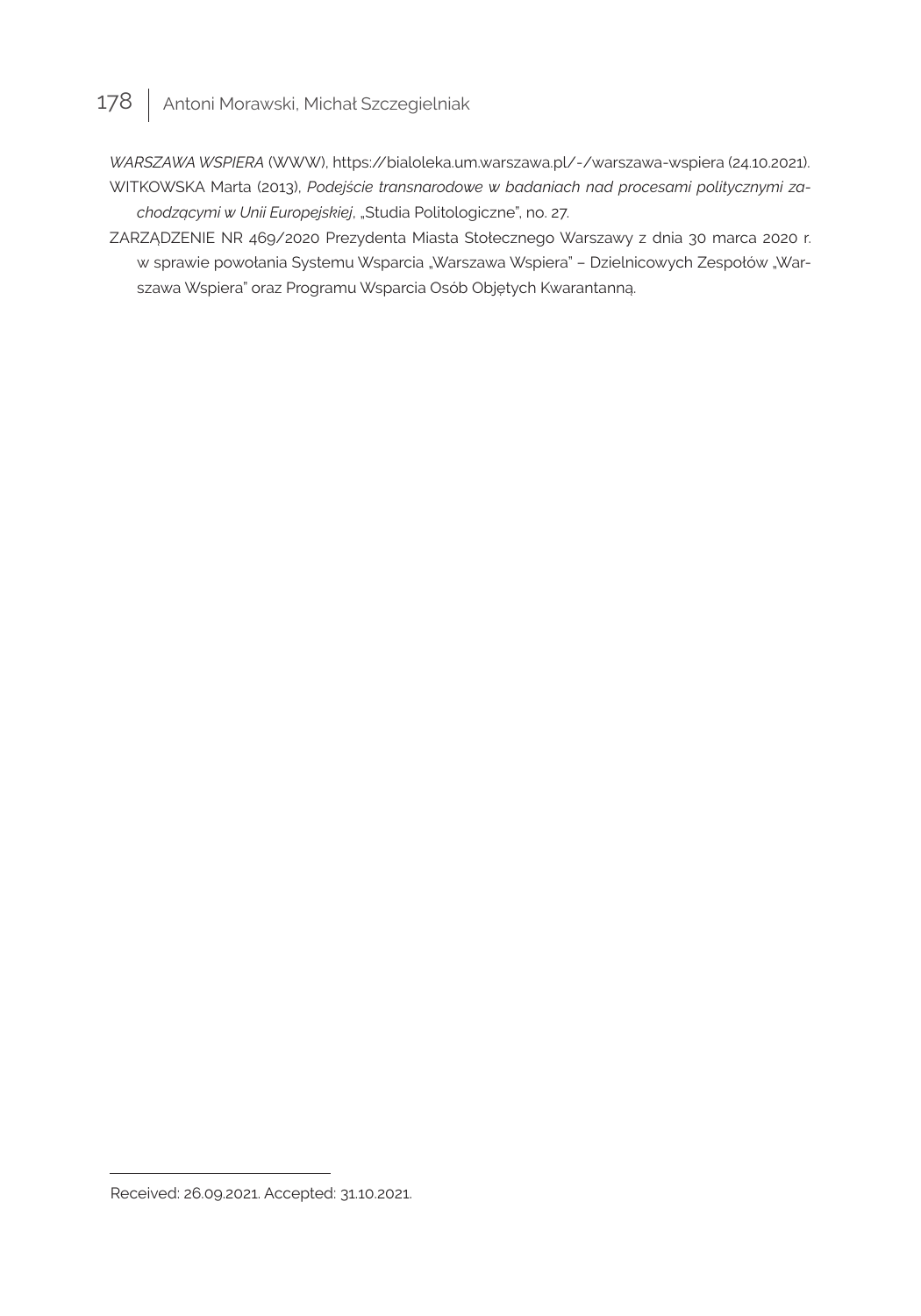*WARSZAWA WSPIERA* (WWW), https://bialoleka.um.warszawa.pl/-/warszawa-wspiera (24.10.2021).

WITKOWSKA Marta (2013), *Podejście transnarodowe w badaniach nad procesami politycznymi zachodzącymi w Unii Europejskiej*, „Studia Politologiczne", no. 27.

ZARZĄDZENIE NR 469/2020 Prezydenta Miasta Stołecznego Warszawy z dnia 30 marca 2020 r. w sprawie powołania Systemu Wsparcia „Warszawa Wspiera" – Dzielnicowych Zespołów „Warszawa Wspiera" oraz Programu Wsparcia Osób Objętych Kwarantanną.

Received: 26.09.2021. Accepted: 31.10.2021.